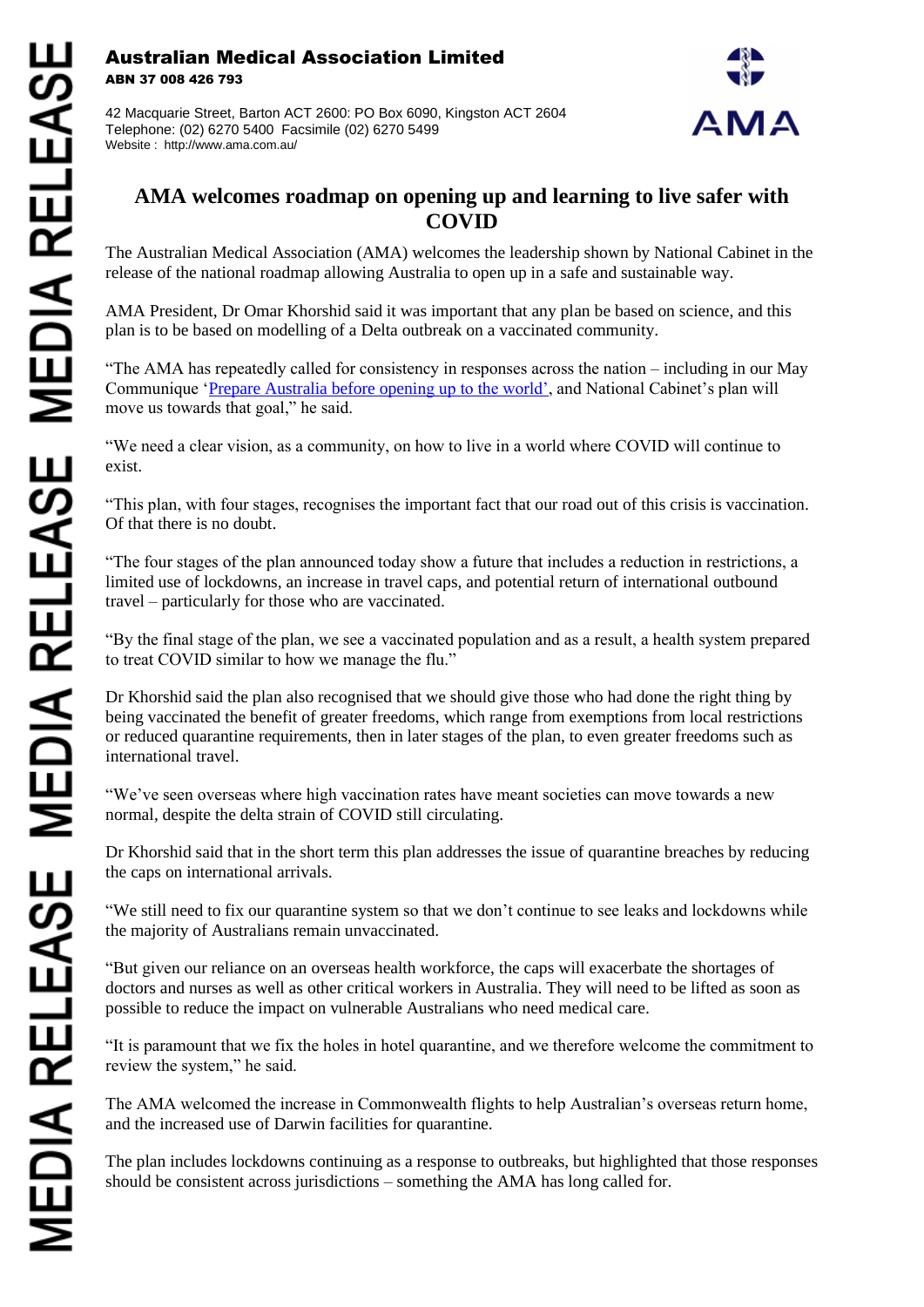**Australian Medical Association Limited**
**ABN 37 008 426 793**

42 Macquarie Street, Barton ACT 2600: PO Box 6090, Kingston ACT 2604
Telephone: (02) 6270 5400 Facsimile (02) 6270 5499
Website : http://www.ama.com.au/

# AMA welcomes roadmap on opening up and learning to live safer with COVID

The Australian Medical Association (AMA) welcomes the leadership shown by National Cabinet in the release of the national roadmap allowing Australia to open up in a safe and sustainable way.

AMA President, Dr Omar Khorshid said it was important that any plan be based on science, and this plan is to be based on modelling of a Delta outbreak on a vaccinated community.

"The AMA has repeatedly called for consistency in responses across the nation – including in our May Communique '[Prepare Australia before opening up to the world](#)', and National Cabinet's plan will move us towards that goal," he said.

"We need a clear vision, as a community, on how to live in a world where COVID will continue to exist.

"This plan, with four stages, recognises the important fact that our road out of this crisis is vaccination. Of that there is no doubt.

"The four stages of the plan announced today show a future that includes a reduction in restrictions, a limited use of lockdowns, an increase in travel caps, and potential return of international outbound travel – particularly for those who are vaccinated.

"By the final stage of the plan, we see a vaccinated population and as a result, a health system prepared to treat COVID similar to how we manage the flu."

Dr Khorshid said the plan also recognised that we should give those who had done the right thing by being vaccinated the benefit of greater freedoms, which range from exemptions from local restrictions or reduced quarantine requirements, then in later stages of the plan, to even greater freedoms such as international travel.

"We've seen overseas where high vaccination rates have meant societies can move towards a new normal, despite the delta strain of COVID still circulating.

Dr Khorshid said that in the short term this plan addresses the issue of quarantine breaches by reducing the caps on international arrivals.

"We still need to fix our quarantine system so that we don't continue to see leaks and lockdowns while the majority of Australians remain unvaccinated.

"But given our reliance on an overseas health workforce, the caps will exacerbate the shortages of doctors and nurses as well as other critical workers in Australia. They will need to be lifted as soon as possible to reduce the impact on vulnerable Australians who need medical care.

"It is paramount that we fix the holes in hotel quarantine, and we therefore welcome the commitment to review the system," he said.

The AMA welcomed the increase in Commonwealth flights to help Australian's overseas return home, and the increased use of Darwin facilities for quarantine.

The plan includes lockdowns continuing as a response to outbreaks, but highlighted that those responses should be consistent across jurisdictions – something the AMA has long called for.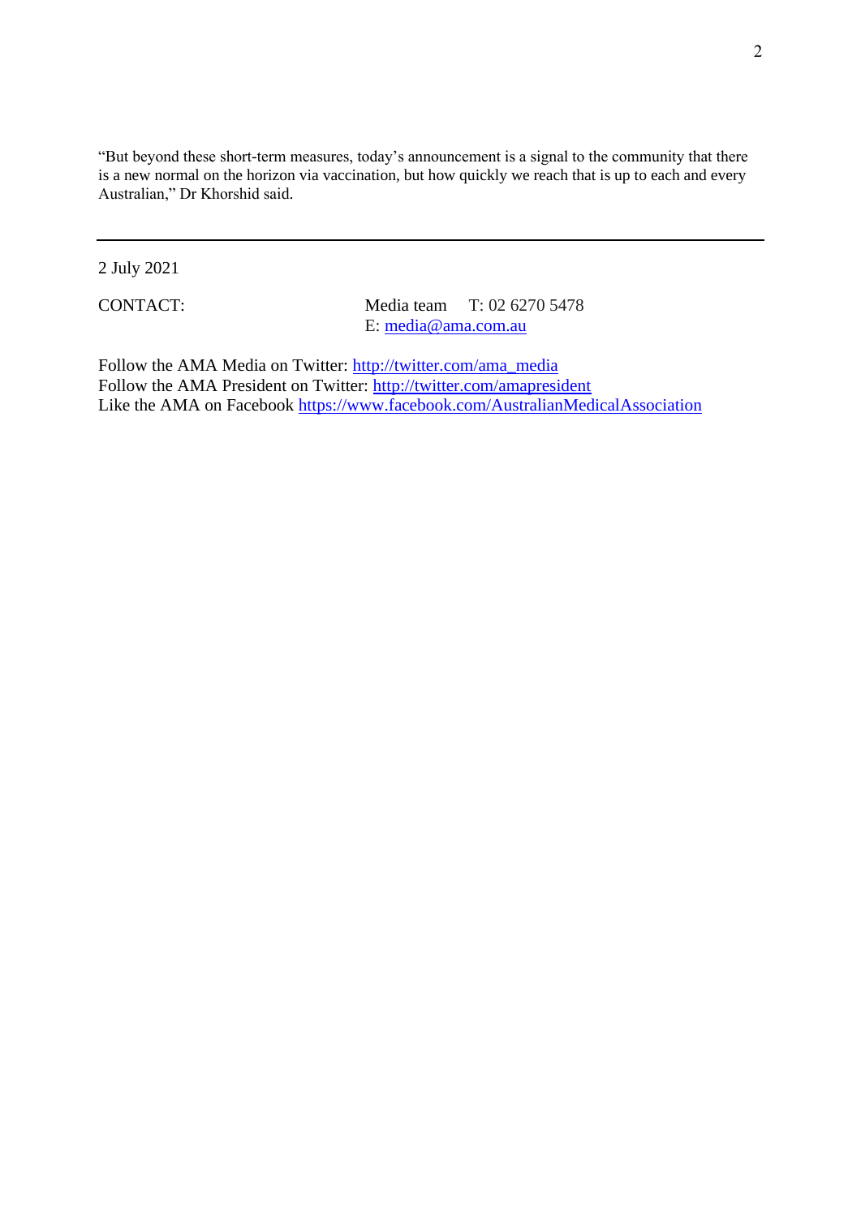"But beyond these short-term measures, today's announcement is a signal to the community that there is a new normal on the horizon via vaccination, but how quickly we reach that is up to each and every Australian," Dr Khorshid said.

---

2 July 2021

CONTACT: Media team T: 02 6270 5478
E: media@ama.com.au

Follow the AMA Media on Twitter: http://twitter.com/ama_media
Follow the AMA President on Twitter: http://twitter.com/amapresident
Like the AMA on Facebook https://www.facebook.com/AustralianMedicalAssociation